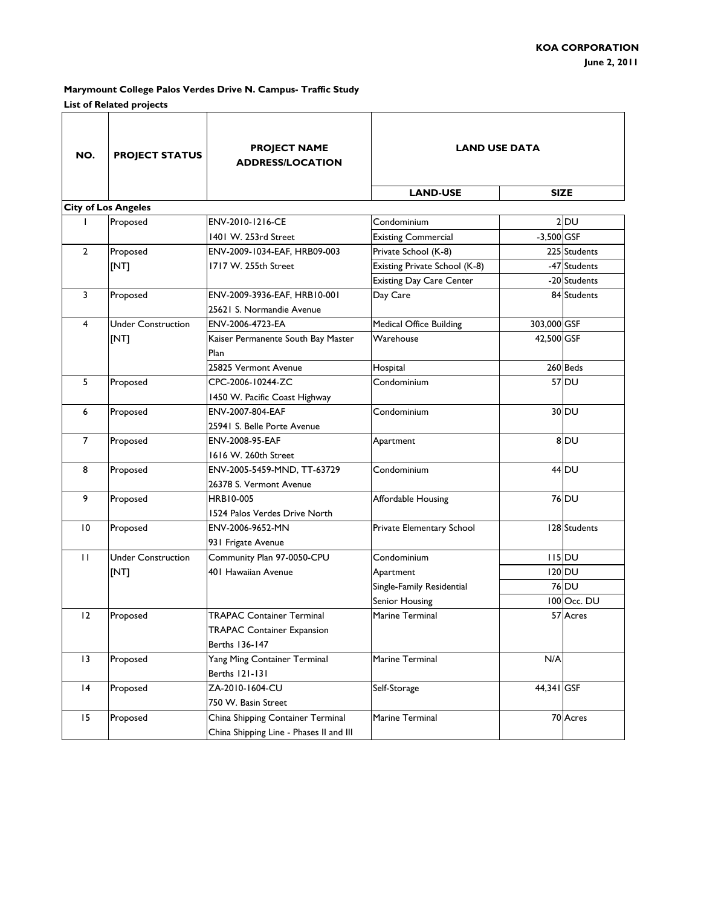KOA CORPORATION
June 2, 2011

**Marymount College Palos Verdes Drive N. Campus- Traffic Study**

**List of Related projects**

| NO. | PROJECT STATUS | PROJECT NAME ADDRESS/LOCATION | LAND USE DATA | | |
|---|---|---|---|---|---|
| | | | LAND-USE | SIZE | |
| **City of Los Angeles** | | | | | |
| 1 | Proposed | ENV-2010-1216-CE | Condominium | 2 | DU |
| | | 1401 W. 253rd Street | Existing Commercial | -3,500 | GSF |
| 2 | Proposed | ENV-2009-1034-EAF, HRB09-003 | Private School (K-8) | 225 | Students |
| | [NT] | 1717 W. 255th Street | Existing Private School (K-8) | -47 | Students |
| | | | Existing Day Care Center | -20 | Students |
| 3 | Proposed | ENV-2009-3936-EAF, HRB10-001 | Day Care | 84 | Students |
| | | 25621 S. Normandie Avenue | | | |
| 4 | Under Construction | ENV-2006-4723-EA | Medical Office Building | 303,000 | GSF |
| | [NT] | Kaiser Permanente South Bay Master Plan | Warehouse | 42,500 | GSF |
| | | 25825 Vermont Avenue | Hospital | 260 | Beds |
| 5 | Proposed | CPC-2006-10244-ZC | Condominium | 57 | DU |
| | | 1450 W. Pacific Coast Highway | | | |
| 6 | Proposed | ENV-2007-804-EAF | Condominium | 30 | DU |
| | | 25941 S. Belle Porte Avenue | | | |
| 7 | Proposed | ENV-2008-95-EAF | Apartment | 8 | DU |
| | | 1616 W. 260th Street | | | |
| 8 | Proposed | ENV-2005-5459-MND, TT-63729 | Condominium | 44 | DU |
| | | 26378 S. Vermont Avenue | | | |
| 9 | Proposed | HRB10-005 | Affordable Housing | 76 | DU |
| | | 1524 Palos Verdes Drive North | | | |
| 10 | Proposed | ENV-2006-9652-MN | Private Elementary School | 128 | Students |
| | | 931 Frigate Avenue | | | |
| 11 | Under Construction | Community Plan 97-0050-CPU | Condominium | 115 | DU |
| | [NT] | 401 Hawaiian Avenue | Apartment | 120 | DU |
| | | | Single-Family Residential | 76 | DU |
| | | | Senior Housing | 100 | Occ. DU |
| 12 | Proposed | TRAPAC Container Terminal | Marine Terminal | 57 | Acres |
| | | TRAPAC Container Expansion | | | |
| | | Berths 136-147 | | | |
| 13 | Proposed | Yang Ming Container Terminal | Marine Terminal | N/A | |
| | | Berths 121-131 | | | |
| 14 | Proposed | ZA-2010-1604-CU | Self-Storage | 44,341 | GSF |
| | | 750 W. Basin Street | | | |
| 15 | Proposed | China Shipping Container Terminal | Marine Terminal | 70 | Acres |
| | | China Shipping Line - Phases II and III | | | |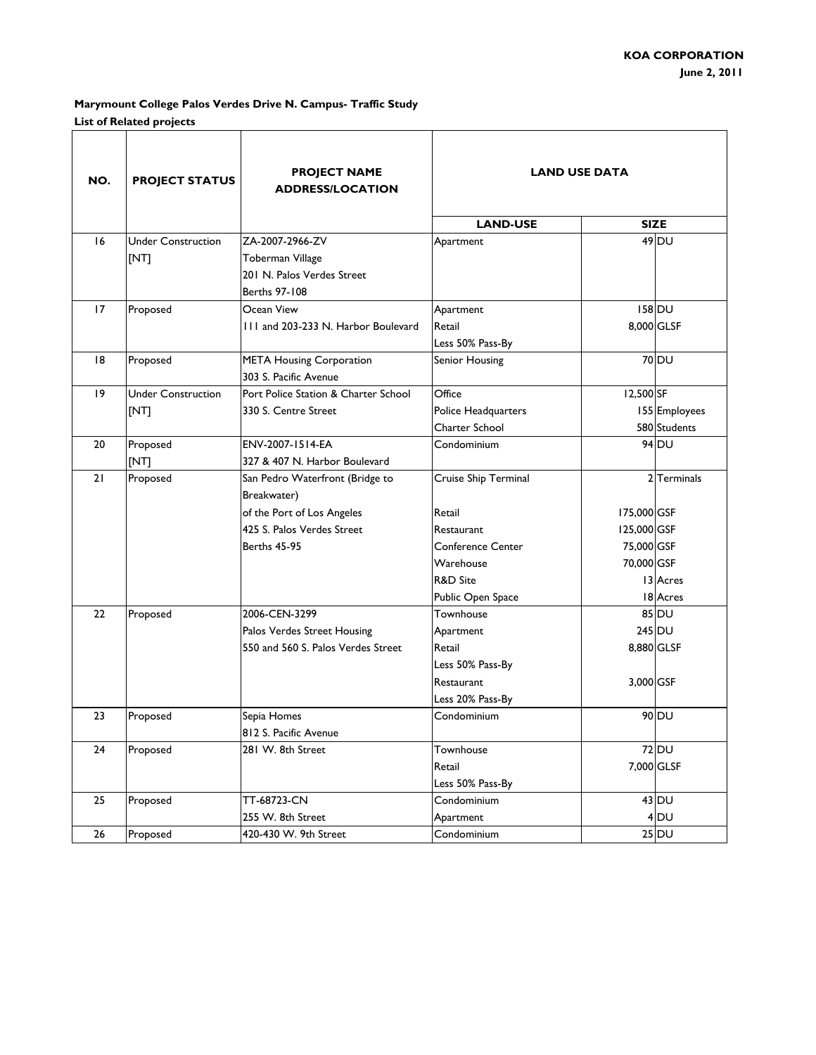**KOA CORPORATION**
**June 2, 2011**

**Marymount College Palos Verdes Drive N. Campus- Traffic Study**
**List of Related projects**

| NO. | PROJECT STATUS | PROJECT NAME ADDRESS/LOCATION | LAND USE DATA | | |
|---|---|---|---|---|---|
| | | | LAND-USE | SIZE | |
| 16 | Under Construction [NT] | ZA-2007-2966-ZV<br>Toberman Village<br>201 N. Palos Verdes Street<br>Berths 97-108 | Apartment | 49 | DU |
| 17 | Proposed | Ocean View<br>111 and 203-233 N. Harbor Boulevard | Apartment<br>Retail<br>Less 50% Pass-By | 158<br>8,000 | DU<br>GLSF |
| 18 | Proposed | META Housing Corporation<br>303 S. Pacific Avenue | Senior Housing | 70 | DU |
| 19 | Under Construction [NT] | Port Police Station & Charter School<br>330 S. Centre Street | Office<br>Police Headquarters<br>Charter School | 12,500<br>155<br>580 | SF<br>Employees<br>Students |
| 20 | Proposed [NT] | ENV-2007-1514-EA<br>327 & 407 N. Harbor Boulevard | Condominium | 94 | DU |
| 21 | Proposed | San Pedro Waterfront (Bridge to Breakwater)<br>of the Port of Los Angeles<br>425 S. Palos Verdes Street<br>Berths 45-95 | Cruise Ship Terminal<br>Retail<br>Restaurant<br>Conference Center<br>Warehouse<br>R&D Site<br>Public Open Space | 2<br>175,000<br>125,000<br>75,000<br>70,000<br>13<br>18 | Terminals<br>GSF<br>GSF<br>GSF<br>GSF<br>Acres<br>Acres |
| 22 | Proposed | 2006-CEN-3299<br>Palos Verdes Street Housing<br>550 and 560 S. Palos Verdes Street | Townhouse<br>Apartment<br>Retail<br>Less 50% Pass-By<br>Restaurant<br>Less 20% Pass-By | 85<br>245<br>8,880<br><br>3,000 | DU<br>DU<br>GLSF<br><br>GSF |
| 23 | Proposed | Sepia Homes<br>812 S. Pacific Avenue | Condominium | 90 | DU |
| 24 | Proposed | 281 W. 8th Street | Townhouse<br>Retail<br>Less 50% Pass-By | 72<br>7,000 | DU<br>GLSF |
| 25 | Proposed | TT-68723-CN<br>255 W. 8th Street | Condominium<br>Apartment | 43<br>4 | DU<br>DU |
| 26 | Proposed | 420-430 W. 9th Street | Condominium | 25 | DU |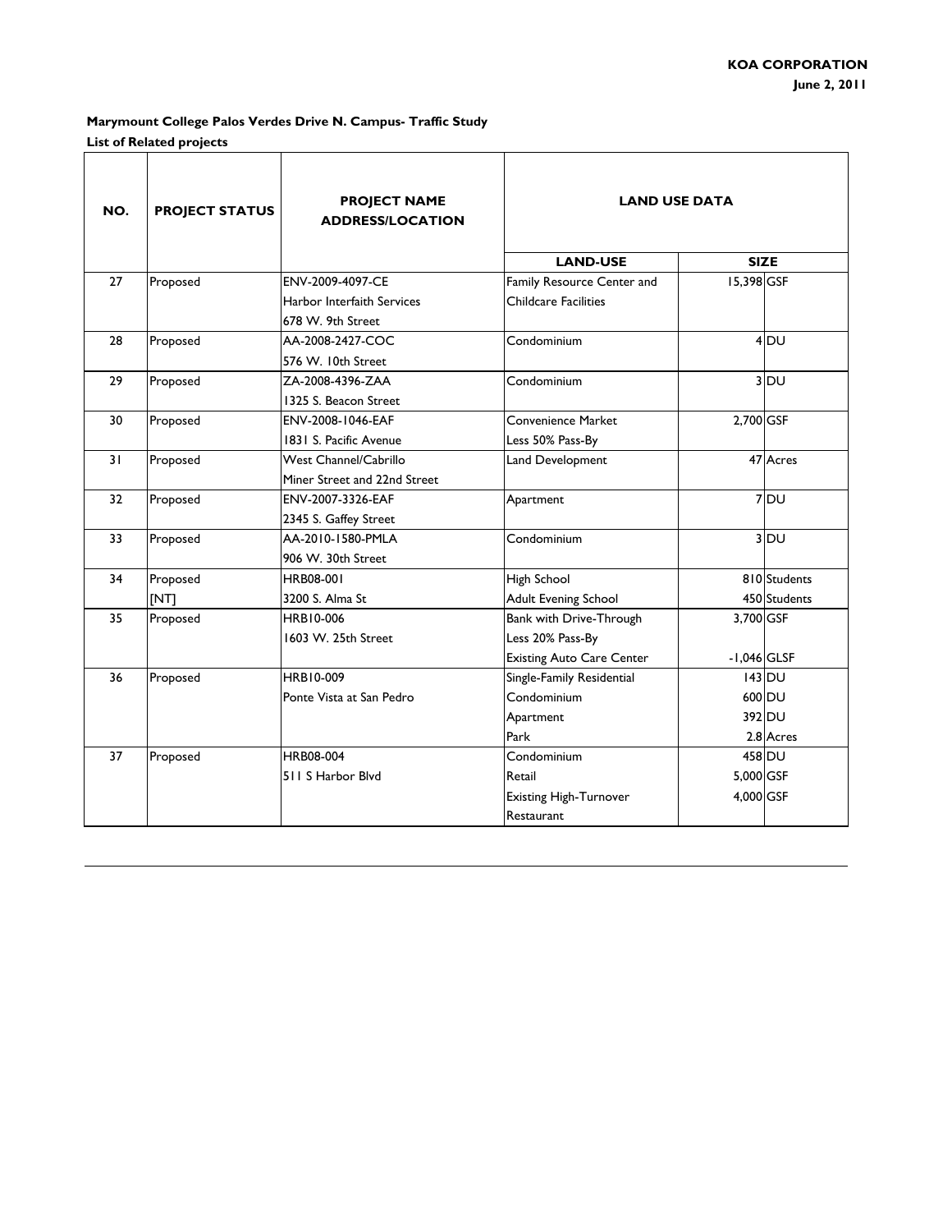**KOA CORPORATION**
**June 2, 2011**

**Marymount College Palos Verdes Drive N. Campus- Traffic Study**
**List of Related projects**

| NO. | PROJECT STATUS | PROJECT NAME ADDRESS/LOCATION | LAND USE DATA | | |
|---|---|---|---|---|---|
| | | | LAND-USE | SIZE | |
| 27 | Proposed | ENV-2009-4097-CE<br>Harbor Interfaith Services<br>678 W. 9th Street | Family Resource Center and<br>Childcare Facilities | 15,398 | GSF |
| 28 | Proposed | AA-2008-2427-COC<br>576 W. 10th Street | Condominium | 4 | DU |
| 29 | Proposed | ZA-2008-4396-ZAA<br>1325 S. Beacon Street | Condominium | 3 | DU |
| 30 | Proposed | ENV-2008-1046-EAF<br>1831 S. Pacific Avenue | Convenience Market<br>Less 50% Pass-By | 2,700 | GSF |
| 31 | Proposed | West Channel/Cabrillo<br>Miner Street and 22nd Street | Land Development | 47 | Acres |
| 32 | Proposed | ENV-2007-3326-EAF<br>2345 S. Gaffey Street | Apartment | 7 | DU |
| 33 | Proposed | AA-2010-1580-PMLA<br>906 W. 30th Street | Condominium | 3 | DU |
| 34 | Proposed<br>[NT] | HRB08-001<br>3200 S. Alma St | High School<br>Adult Evening School | 810<br>450 | Students<br>Students |
| 35 | Proposed | HRB10-006<br>1603 W. 25th Street | Bank with Drive-Through<br>Less 20% Pass-By<br>Existing Auto Care Center | 3,700<br><br>-1,046 | GSF<br><br>GLSF |
| 36 | Proposed | HRB10-009<br>Ponte Vista at San Pedro | Single-Family Residential<br>Condominium<br>Apartment<br>Park | 143<br>600<br>392<br>2.8 | DU<br>DU<br>DU<br>Acres |
| 37 | Proposed | HRB08-004<br>511 S Harbor Blvd | Condominium<br>Retail<br>Existing High-Turnover Restaurant | 458<br>5,000<br>4,000 | DU<br>GSF<br>GSF |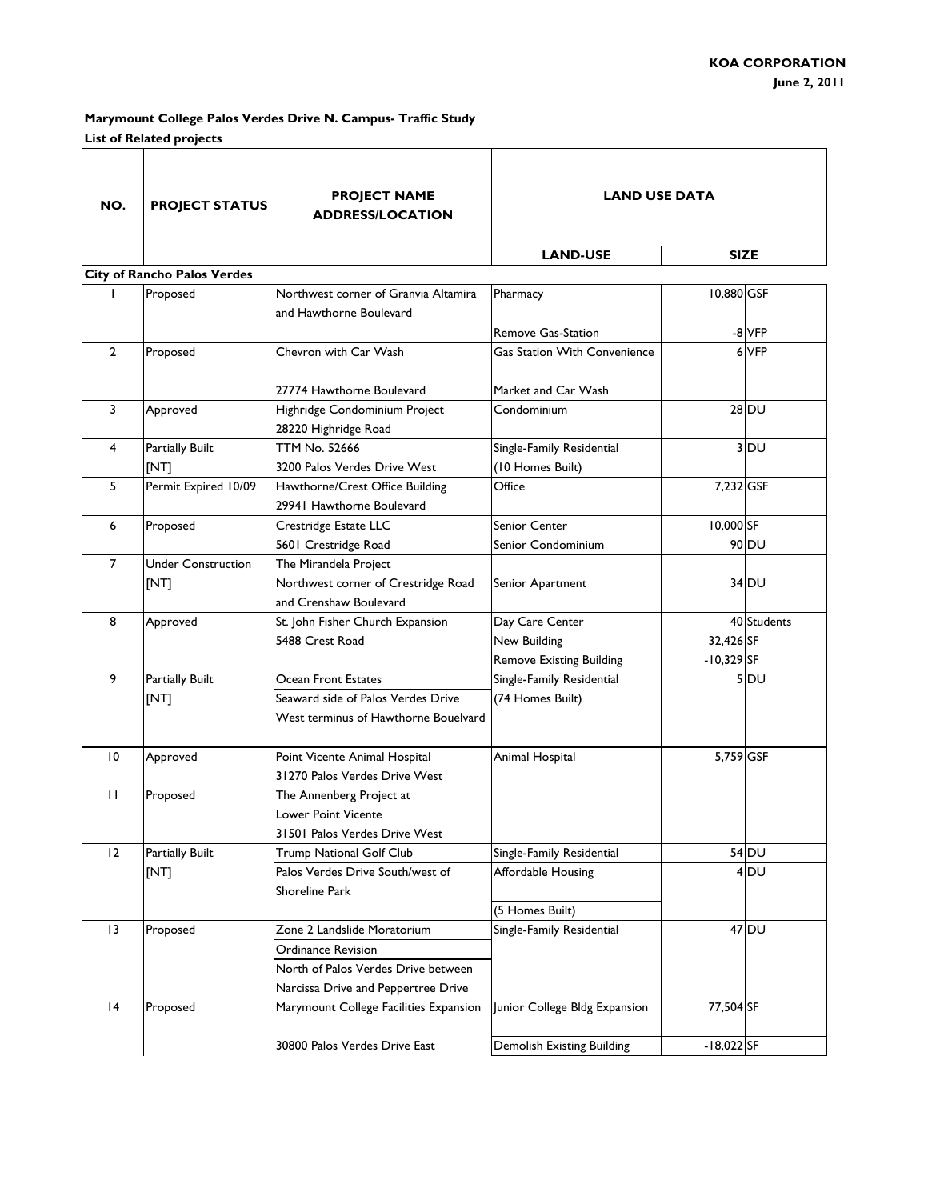**KOA CORPORATION**
**June 2, 2011**

**Marymount College Palos Verdes Drive N. Campus- Traffic Study**
**List of Related projects**

| NO. | PROJECT STATUS | PROJECT NAME ADDRESS/LOCATION | LAND USE DATA | | |
|---|---|---|---|---|---|
| | | | LAND-USE | SIZE | |
| **City of Rancho Palos Verdes** | | | | | |
| 1 | Proposed | Northwest corner of Granvia Altamira and Hawthorne Boulevard | Pharmacy | 10,880 | GSF |
| | | | Remove Gas-Station | -8 | VFP |
| 2 | Proposed | Chevron with Car Wash<br>27774 Hawthorne Boulevard | Gas Station With Convenience Market and Car Wash | 6 | VFP |
| 3 | Approved | Highridge Condominium Project<br>28220 Highridge Road | Condominium | 28 | DU |
| 4 | Partially Built [NT] | TTM No. 52666<br>3200 Palos Verdes Drive West | Single-Family Residential (10 Homes Built) | 3 | DU |
| 5 | Permit Expired 10/09 | Hawthorne/Crest Office Building<br>29941 Hawthorne Boulevard | Office | 7,232 | GSF |
| 6 | Proposed | Crestridge Estate LLC<br>5601 Crestridge Road | Senior Center | 10,000 | SF |
| | | | Senior Condominium | 90 | DU |
| 7 | Under Construction [NT] | The Mirandela Project<br>Northwest corner of Crestridge Road and Crenshaw Boulevard | Senior Apartment | 34 | DU |
| 8 | Approved | St. John Fisher Church Expansion<br>5488 Crest Road | Day Care Center | 40 | Students |
| | | | New Building | 32,426 | SF |
| | | | Remove Existing Building | -10,329 | SF |
| 9 | Partially Built [NT] | Ocean Front Estates<br>Seaward side of Palos Verdes Drive West terminus of Hawthorne Bouelvard | Single-Family Residential (74 Homes Built) | 5 | DU |
| 10 | Approved | Point Vicente Animal Hospital<br>31270 Palos Verdes Drive West | Animal Hospital | 5,759 | GSF |
| 11 | Proposed | The Annenberg Project at Lower Point Vicente<br>31501 Palos Verdes Drive West | | | |
| 12 | Partially Built [NT] | Trump National Golf Club<br>Palos Verdes Drive South/west of Shoreline Park | Single-Family Residential | 54 | DU |
| | | | Affordable Housing<br>(5 Homes Built) | 4 | DU |
| 13 | Proposed | Zone 2 Landslide Moratorium Ordinance Revision<br>North of Palos Verdes Drive between Narcissa Drive and Peppertree Drive | Single-Family Residential | 47 | DU |
| 14 | Proposed | Marymount College Facilities Expansion<br>30800 Palos Verdes Drive East | Junior College Bldg Expansion | 77,504 | SF |
| | | | Demolish Existing Building | -18,022 | SF |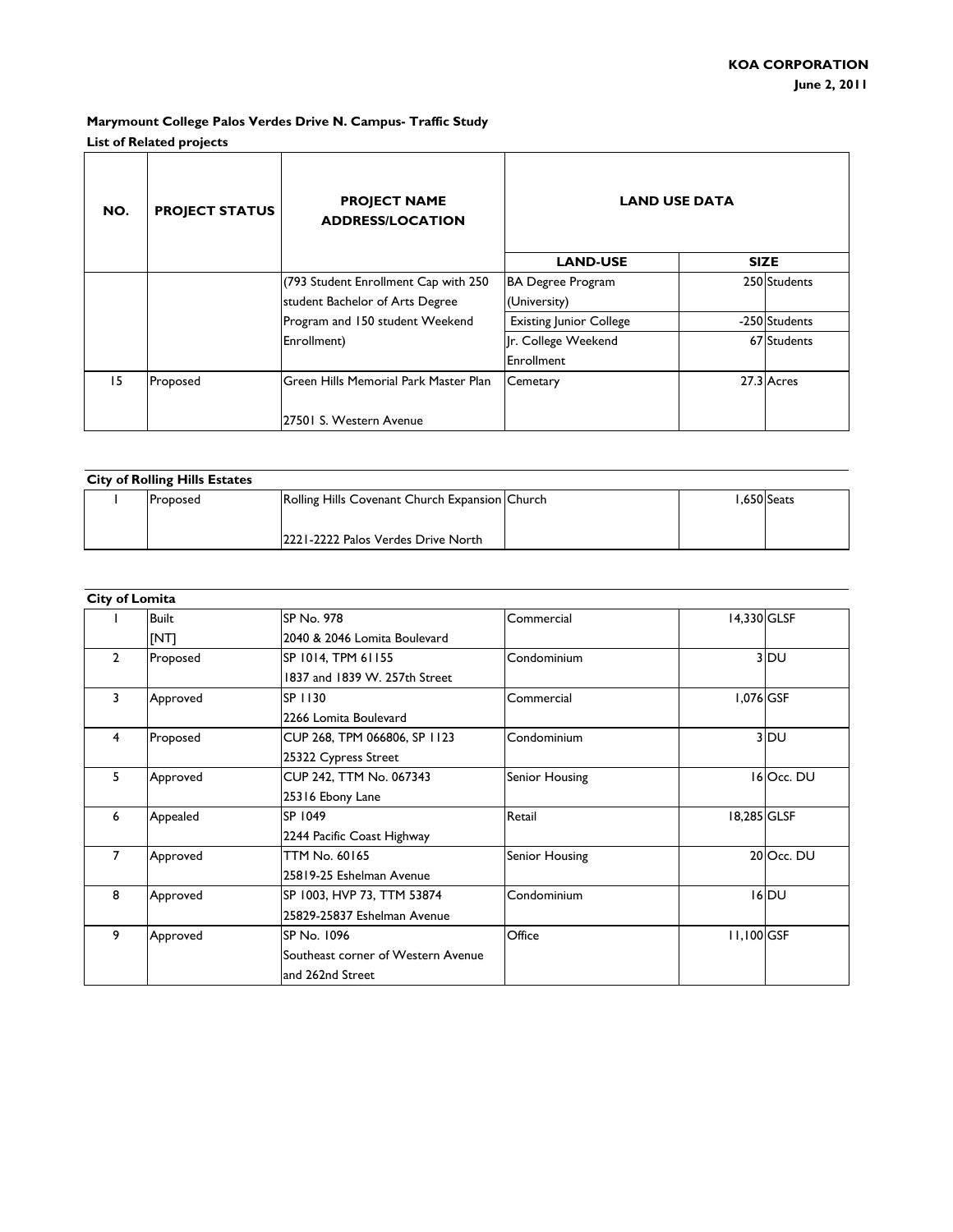**KOA CORPORATION**
**June 2, 2011**

**Marymount College Palos Verdes Drive N. Campus- Traffic Study**
**List of Related projects**

| NO. | PROJECT STATUS | PROJECT NAME ADDRESS/LOCATION | LAND USE DATA | | |
|---|---|---|---|---|---|
| | | | LAND-USE | SIZE | |
| | | (793 Student Enrollment Cap with 250 student Bachelor of Arts Degree Program and 150 student Weekend Enrollment) | BA Degree Program (University) | 250 | Students |
| | | | Existing Junior College | -250 | Students |
| | | | Jr. College Weekend Enrollment | 67 | Students |
| 15 | Proposed | Green Hills Memorial Park Master Plan<br>27501 S. Western Avenue | Cemetary | 27.3 | Acres |

**City of Rolling Hills Estates**

| | | | | | |
|---|---|---|---|---|---|
| 1 | Proposed | Rolling Hills Covenant Church Expansion<br>2221-2222 Palos Verdes Drive North | Church | 1,650 | Seats |

**City of Lomita**

| | | | | | |
|---|---|---|---|---|---|
| 1 | Built [NT] | SP No. 978<br>2040 & 2046 Lomita Boulevard | Commercial | 14,330 | GLSF |
| 2 | Proposed | SP 1014, TPM 61155<br>1837 and 1839 W. 257th Street | Condominium | 3 | DU |
| 3 | Approved | SP 1130<br>2266 Lomita Boulevard | Commercial | 1,076 | GSF |
| 4 | Proposed | CUP 268, TPM 066806, SP 1123<br>25322 Cypress Street | Condominium | 3 | DU |
| 5 | Approved | CUP 242, TTM No. 067343<br>25316 Ebony Lane | Senior Housing | 16 | Occ. DU |
| 6 | Appealed | SP 1049<br>2244 Pacific Coast Highway | Retail | 18,285 | GLSF |
| 7 | Approved | TTM No. 60165<br>25819-25 Eshelman Avenue | Senior Housing | 20 | Occ. DU |
| 8 | Approved | SP 1003, HVP 73, TTM 53874<br>25829-25837 Eshelman Avenue | Condominium | 16 | DU |
| 9 | Approved | SP No. 1096<br>Southeast corner of Western Avenue and 262nd Street | Office | 11,100 | GSF |